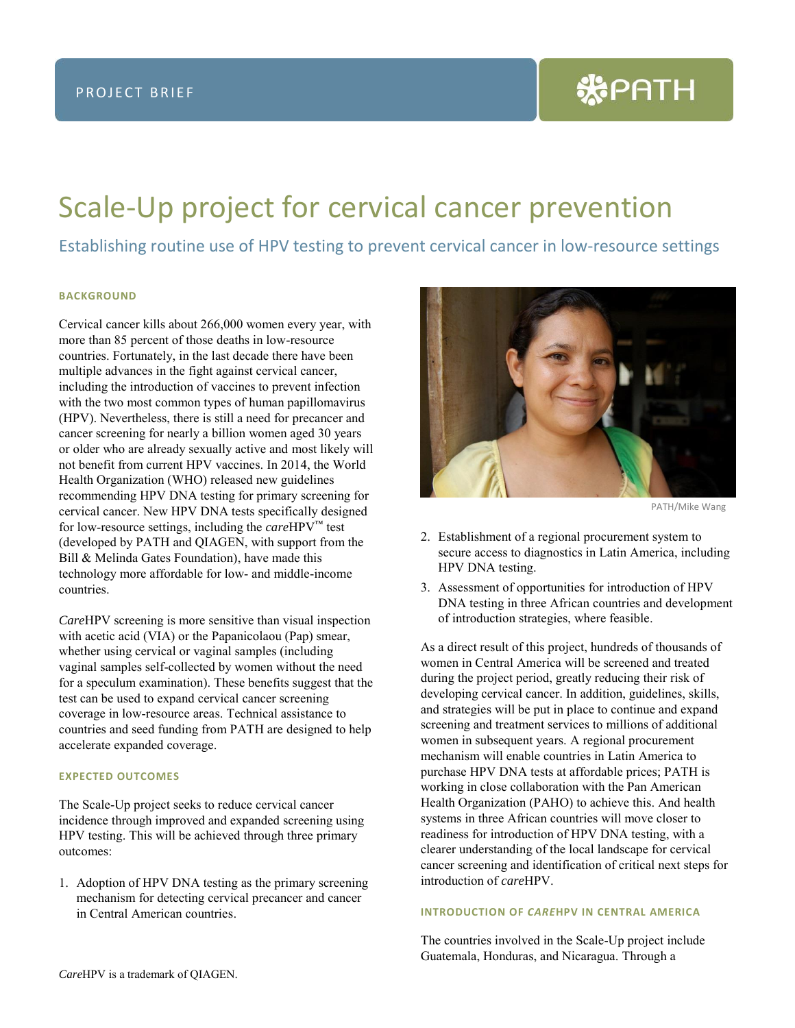PROJECT BRIEF

# Scale-Up project for cervical cancer prevention

## Establishing routine use of HPV testing to prevent cervical cancer in low-resource settings

### BACKGROUND

Cervical cancer kills about 266,000 women every year, with more than 85 percent of those deaths in low-resource countries. Fortunately, in the last decade there have been multiple advances in the fight against cervical cancer, including the introduction of vaccines to prevent infection with the two most common types of human papillomavirus (HPV). Nevertheless, there is still a need for precancer and cancer screening for nearly a billion women aged 30 years or older who are already sexually active and most likely will not benefit from current HPV vaccines. In 2014, the World Health Organization (WHO) released new guidelines recommending HPV DNA testing for primary screening for cervical cancer. New HPV DNA tests specifically designed for low-resource settings, including the *care*HPV™ test (developed by PATH and QIAGEN, with support from the Bill & Melinda Gates Foundation), have made this technology more affordable for low- and middle-income countries.

*Care*HPV screening is more sensitive than visual inspection with acetic acid (VIA) or the Papanicolaou (Pap) smear, whether using cervical or vaginal samples (including vaginal samples self-collected by women without the need for a speculum examination). These benefits suggest that the test can be used to expand cervical cancer screening coverage in low-resource areas. Technical assistance to countries and seed funding from PATH are designed to help accelerate expanded coverage.

### EXPECTED OUTCOMES

The Scale-Up project seeks to reduce cervical cancer incidence through improved and expanded screening using HPV testing. This will be achieved through three primary outcomes:

1. Adoption of HPV DNA testing as the primary screening mechanism for detecting cervical precancer and cancer in Central American countries.
2. Establishment of a regional procurement system to secure access to diagnostics in Latin America, including HPV DNA testing.
3. Assessment of opportunities for introduction of HPV DNA testing in three African countries and development of introduction strategies, where feasible.

PATH/Mike Wang

As a direct result of this project, hundreds of thousands of women in Central America will be screened and treated during the project period, greatly reducing their risk of developing cervical cancer. In addition, guidelines, skills, and strategies will be put in place to continue and expand screening and treatment services to millions of additional women in subsequent years. A regional procurement mechanism will enable countries in Latin America to purchase HPV DNA tests at affordable prices; PATH is working in close collaboration with the Pan American Health Organization (PAHO) to achieve this. And health systems in three African countries will move closer to readiness for introduction of HPV DNA testing, with a clearer understanding of the local landscape for cervical cancer screening and identification of critical next steps for introduction of *care*HPV.

### INTRODUCTION OF *CARE*HPV IN CENTRAL AMERICA

The countries involved in the Scale-Up project include Guatemala, Honduras, and Nicaragua. Through a

*Care*HPV is a trademark of QIAGEN.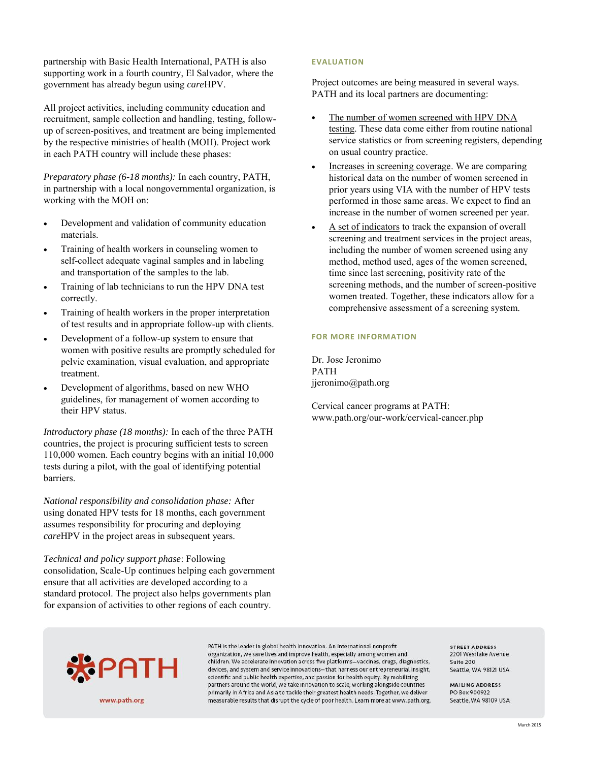partnership with Basic Health International, PATH is also supporting work in a fourth country, El Salvador, where the government has already begun using *care*HPV.

All project activities, including community education and recruitment, sample collection and handling, testing, follow-up of screen-positives, and treatment are being implemented by the respective ministries of health (MOH). Project work in each PATH country will include these phases:

*Preparatory phase (6-18 months):* In each country, PATH, in partnership with a local nongovernmental organization, is working with the MOH on:

- Development and validation of community education materials.
- Training of health workers in counseling women to self-collect adequate vaginal samples and in labeling and transportation of the samples to the lab.
- Training of lab technicians to run the HPV DNA test correctly.
- Training of health workers in the proper interpretation of test results and in appropriate follow-up with clients.
- Development of a follow-up system to ensure that women with positive results are promptly scheduled for pelvic examination, visual evaluation, and appropriate treatment.
- Development of algorithms, based on new WHO guidelines, for management of women according to their HPV status.

*Introductory phase (18 months):* In each of the three PATH countries, the project is procuring sufficient tests to screen 110,000 women. Each country begins with an initial 10,000 tests during a pilot, with the goal of identifying potential barriers.

*National responsibility and consolidation phase:* After using donated HPV tests for 18 months, each government assumes responsibility for procuring and deploying *care*HPV in the project areas in subsequent years.

*Technical and policy support phase*: Following consolidation, Scale-Up continues helping each government ensure that all activities are developed according to a standard protocol. The project also helps governments plan for expansion of activities to other regions of each country.

## EVALUATION

Project outcomes are being measured in several ways. PATH and its local partners are documenting:

- The number of women screened with HPV DNA testing. These data come either from routine national service statistics or from screening registers, depending on usual country practice.
- Increases in screening coverage. We are comparing historical data on the number of women screened in prior years using VIA with the number of HPV tests performed in those same areas. We expect to find an increase in the number of women screened per year.
- A set of indicators to track the expansion of overall screening and treatment services in the project areas, including the number of women screened using any method, method used, ages of the women screened, time since last screening, positivity rate of the screening methods, and the number of screen-positive women treated. Together, these indicators allow for a comprehensive assessment of a screening system.

## FOR MORE INFORMATION

Dr. Jose Jeronimo
PATH
jjeronimo@path.org

Cervical cancer programs at PATH:
www.path.org/our-work/cervical-cancer.php

PATH
www.path.org

PATH is the leader in global health innovation. An international nonprofit organization, we save lives and improve health, especially among women and children. We accelerate innovation across five platforms—vaccines, drugs, diagnostics, devices, and system and service innovations—that harness our entrepreneurial insight, scientific and public health expertise, and passion for health equity. By mobilizing partners around the world, we take innovation to scale, working alongside countries primarily in Africa and Asia to tackle their greatest health needs. Together, we deliver measurable results that disrupt the cycle of poor health. Learn more at www.path.org.

STREET ADDRESS
2201 Westlake Avenue
Suite 200
Seattle, WA 98121 USA

MAILING ADDRESS
PO Box 900922
Seattle, WA 98109 USA

March 2015